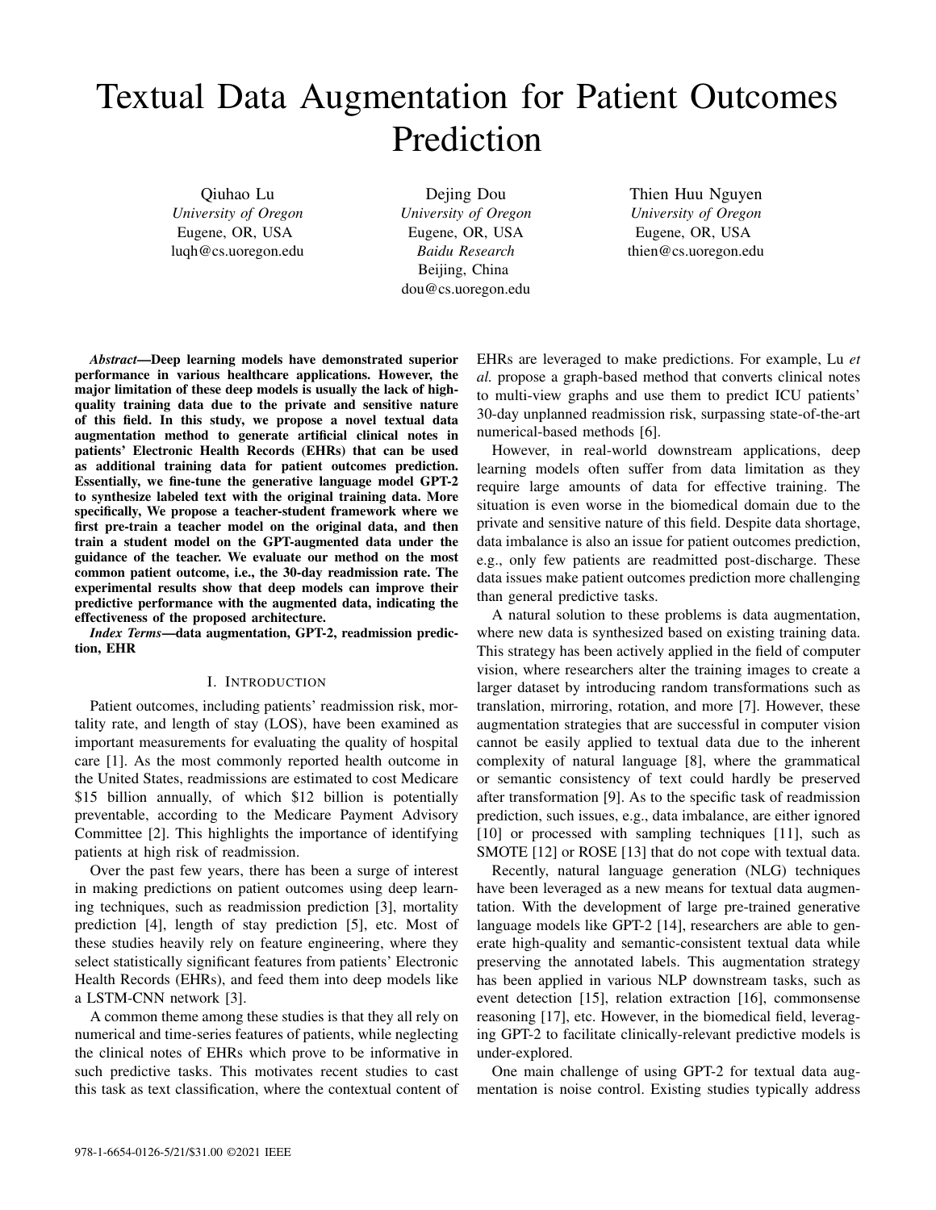# Textual Data Augmentation for Patient Outcomes Prediction

Qiuhao Lu
*University of Oregon*
Eugene, OR, USA
luqh@cs.uoregon.edu

Dejing Dou
*University of Oregon*
Eugene, OR, USA
*Baidu Research*
Beijing, China
dou@cs.uoregon.edu

Thien Huu Nguyen
*University of Oregon*
Eugene, OR, USA
thien@cs.uoregon.edu

***Abstract*—Deep learning models have demonstrated superior performance in various healthcare applications. However, the major limitation of these deep models is usually the lack of high-quality training data due to the private and sensitive nature of this field. In this study, we propose a novel textual data augmentation method to generate artificial clinical notes in patients' Electronic Health Records (EHRs) that can be used as additional training data for patient outcomes prediction. Essentially, we fine-tune the generative language model GPT-2 to synthesize labeled text with the original training data. More specifically, We propose a teacher-student framework where we first pre-train a teacher model on the original data, and then train a student model on the GPT-augmented data under the guidance of the teacher. We evaluate our method on the most common patient outcome, i.e., the 30-day readmission rate. The experimental results show that deep models can improve their predictive performance with the augmented data, indicating the effectiveness of the proposed architecture.**

***Index Terms*—data augmentation, GPT-2, readmission prediction, EHR**

## I. Introduction

Patient outcomes, including patients' readmission risk, mortality rate, and length of stay (LOS), have been examined as important measurements for evaluating the quality of hospital care [1]. As the most commonly reported health outcome in the United States, readmissions are estimated to cost Medicare $15 billion annually, of which $12 billion is potentially preventable, according to the Medicare Payment Advisory Committee [2]. This highlights the importance of identifying patients at high risk of readmission.

Over the past few years, there has been a surge of interest in making predictions on patient outcomes using deep learning techniques, such as readmission prediction [3], mortality prediction [4], length of stay prediction [5], etc. Most of these studies heavily rely on feature engineering, where they select statistically significant features from patients' Electronic Health Records (EHRs), and feed them into deep models like a LSTM-CNN network [3].

A common theme among these studies is that they all rely on numerical and time-series features of patients, while neglecting the clinical notes of EHRs which prove to be informative in such predictive tasks. This motivates recent studies to cast this task as text classification, where the contextual content of EHRs are leveraged to make predictions. For example, Lu *et al.* propose a graph-based method that converts clinical notes to multi-view graphs and use them to predict ICU patients' 30-day unplanned readmission risk, surpassing state-of-the-art numerical-based methods [6].

However, in real-world downstream applications, deep learning models often suffer from data limitation as they require large amounts of data for effective training. The situation is even worse in the biomedical domain due to the private and sensitive nature of this field. Despite data shortage, data imbalance is also an issue for patient outcomes prediction, e.g., only few patients are readmitted post-discharge. These data issues make patient outcomes prediction more challenging than general predictive tasks.

A natural solution to these problems is data augmentation, where new data is synthesized based on existing training data. This strategy has been actively applied in the field of computer vision, where researchers alter the training images to create a larger dataset by introducing random transformations such as translation, mirroring, rotation, and more [7]. However, these augmentation strategies that are successful in computer vision cannot be easily applied to textual data due to the inherent complexity of natural language [8], where the grammatical or semantic consistency of text could hardly be preserved after transformation [9]. As to the specific task of readmission prediction, such issues, e.g., data imbalance, are either ignored [10] or processed with sampling techniques [11], such as SMOTE [12] or ROSE [13] that do not cope with textual data.

Recently, natural language generation (NLG) techniques have been leveraged as a new means for textual data augmentation. With the development of large pre-trained generative language models like GPT-2 [14], researchers are able to generate high-quality and semantic-consistent textual data while preserving the annotated labels. This augmentation strategy has been applied in various NLP downstream tasks, such as event detection [15], relation extraction [16], commonsense reasoning [17], etc. However, in the biomedical field, leveraging GPT-2 to facilitate clinically-relevant predictive models is under-explored.

One main challenge of using GPT-2 for textual data augmentation is noise control. Existing studies typically address

978-1-6654-0126-5/21/$31.00 ©2021 IEEE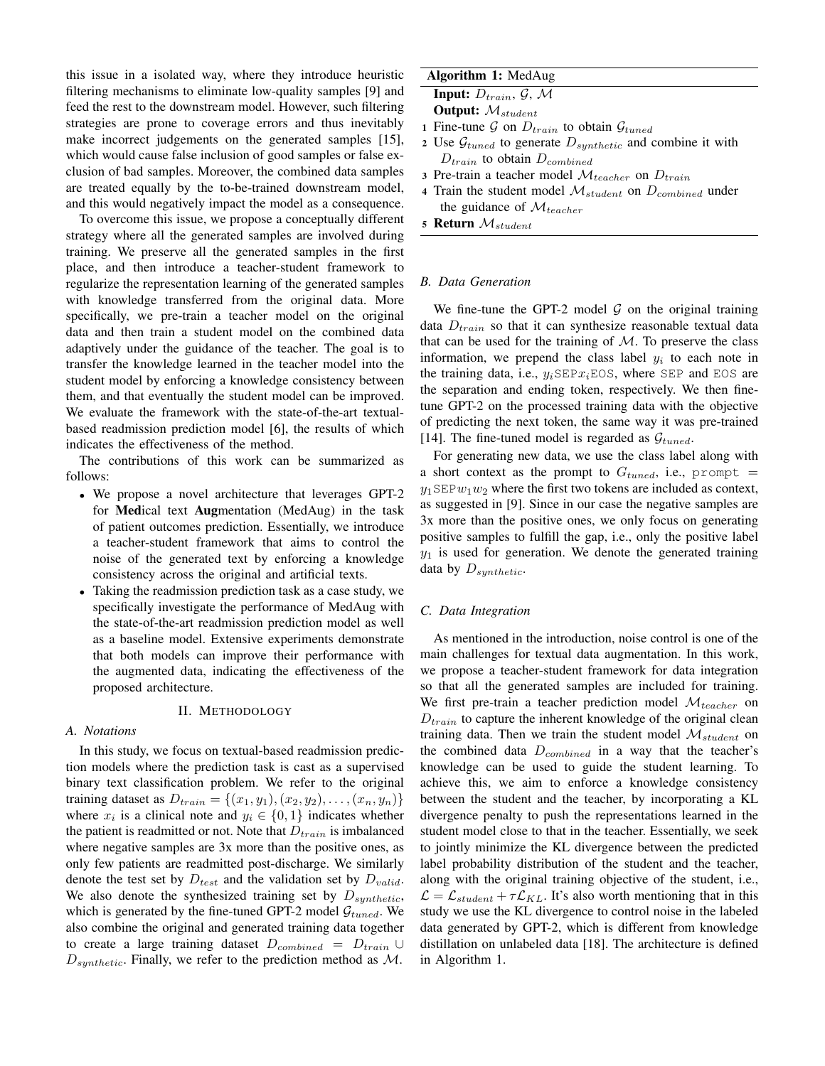this issue in a isolated way, where they introduce heuristic filtering mechanisms to eliminate low-quality samples [9] and feed the rest to the downstream model. However, such filtering strategies are prone to coverage errors and thus inevitably make incorrect judgements on the generated samples [15], which would cause false inclusion of good samples or false exclusion of bad samples. Moreover, the combined data samples are treated equally by the to-be-trained downstream model, and this would negatively impact the model as a consequence.

To overcome this issue, we propose a conceptually different strategy where all the generated samples are involved during training. We preserve all the generated samples in the first place, and then introduce a teacher-student framework to regularize the representation learning of the generated samples with knowledge transferred from the original data. More specifically, we pre-train a teacher model on the original data and then train a student model on the combined data adaptively under the guidance of the teacher. The goal is to transfer the knowledge learned in the teacher model into the student model by enforcing a knowledge consistency between them, and that eventually the student model can be improved. We evaluate the framework with the state-of-the-art textual-based readmission prediction model [6], the results of which indicates the effectiveness of the method.

The contributions of this work can be summarized as follows:

- We propose a novel architecture that leverages GPT-2 for **Med**ical text **Aug**mentation (MedAug) in the task of patient outcomes prediction. Essentially, we introduce a teacher-student framework that aims to control the noise of the generated text by enforcing a knowledge consistency across the original and artificial texts.
- Taking the readmission prediction task as a case study, we specifically investigate the performance of MedAug with the state-of-the-art readmission prediction model as well as a baseline model. Extensive experiments demonstrate that both models can improve their performance with the augmented data, indicating the effectiveness of the proposed architecture.

## II. Methodology

### A. Notations

In this study, we focus on textual-based readmission prediction models where the prediction task is cast as a supervised binary text classification problem. We refer to the original training dataset as $D_{train} = \{(x_1, y_1), (x_2, y_2), \ldots, (x_n, y_n)\}$ where $x_i$ is a clinical note and $y_i \in \{0, 1\}$ indicates whether the patient is readmitted or not. Note that $D_{train}$ is imbalanced where negative samples are 3x more than the positive ones, as only few patients are readmitted post-discharge. We similarly denote the test set by $D_{test}$ and the validation set by $D_{valid}$. We also denote the synthesized training set by $D_{synthetic}$, which is generated by the fine-tuned GPT-2 model $\mathcal{G}_{tuned}$. We also combine the original and generated training data together to create a large training dataset $D_{combined} = D_{train} \cup D_{synthetic}$. Finally, we refer to the prediction method as $\mathcal{M}$.

**Algorithm 1:** MedAug

**Input:** $D_{train}$, $\mathcal{G}$, $\mathcal{M}$

**Output:** $\mathcal{M}_{student}$

1. Fine-tune $\mathcal{G}$ on $D_{train}$ to obtain $\mathcal{G}_{tuned}$
2. Use $\mathcal{G}_{tuned}$ to generate $D_{synthetic}$ and combine it with $D_{train}$ to obtain $D_{combined}$
3. Pre-train a teacher model $\mathcal{M}_{teacher}$ on $D_{train}$
4. Train the student model $\mathcal{M}_{student}$ on $D_{combined}$ under the guidance of $\mathcal{M}_{teacher}$
5. **Return** $\mathcal{M}_{student}$

### B. Data Generation

We fine-tune the GPT-2 model $\mathcal{G}$ on the original training data $D_{train}$ so that it can synthesize reasonable textual data that can be used for the training of $\mathcal{M}$. To preserve the class information, we prepend the class label $y_i$ to each note in the training data, i.e., $y_i$`SEP`$x_i$`EOS`, where `SEP` and `EOS` are the separation and ending token, respectively. We then fine-tune GPT-2 on the processed training data with the objective of predicting the next token, the same way it was pre-trained [14]. The fine-tuned model is regarded as $\mathcal{G}_{tuned}$.

For generating new data, we use the class label along with a short context as the prompt to $G_{tuned}$, i.e., `prompt` = $y_1$`SEP`$w_1 w_2$ where the first two tokens are included as context, as suggested in [9]. Since in our case the negative samples are 3x more than the positive ones, we only focus on generating positive samples to fulfill the gap, i.e., only the positive label $y_1$ is used for generation. We denote the generated training data by $D_{synthetic}$.

### C. Data Integration

As mentioned in the introduction, noise control is one of the main challenges for textual data augmentation. In this work, we propose a teacher-student framework for data integration so that all the generated samples are included for training. We first pre-train a teacher prediction model $\mathcal{M}_{teacher}$ on $D_{train}$ to capture the inherent knowledge of the original clean training data. Then we train the student model $\mathcal{M}_{student}$ on the combined data $D_{combined}$ in a way that the teacher's knowledge can be used to guide the student learning. To achieve this, we aim to enforce a knowledge consistency between the student and the teacher, by incorporating a KL divergence penalty to push the representations learned in the student model close to that in the teacher. Essentially, we seek to jointly minimize the KL divergence between the predicted label probability distribution of the student and the teacher, along with the original training objective of the student, i.e., $\mathcal{L} = \mathcal{L}_{student} + \tau \mathcal{L}_{KL}$. It's also worth mentioning that in this study we use the KL divergence to control noise in the labeled data generated by GPT-2, which is different from knowledge distillation on unlabeled data [18]. The architecture is defined in Algorithm 1.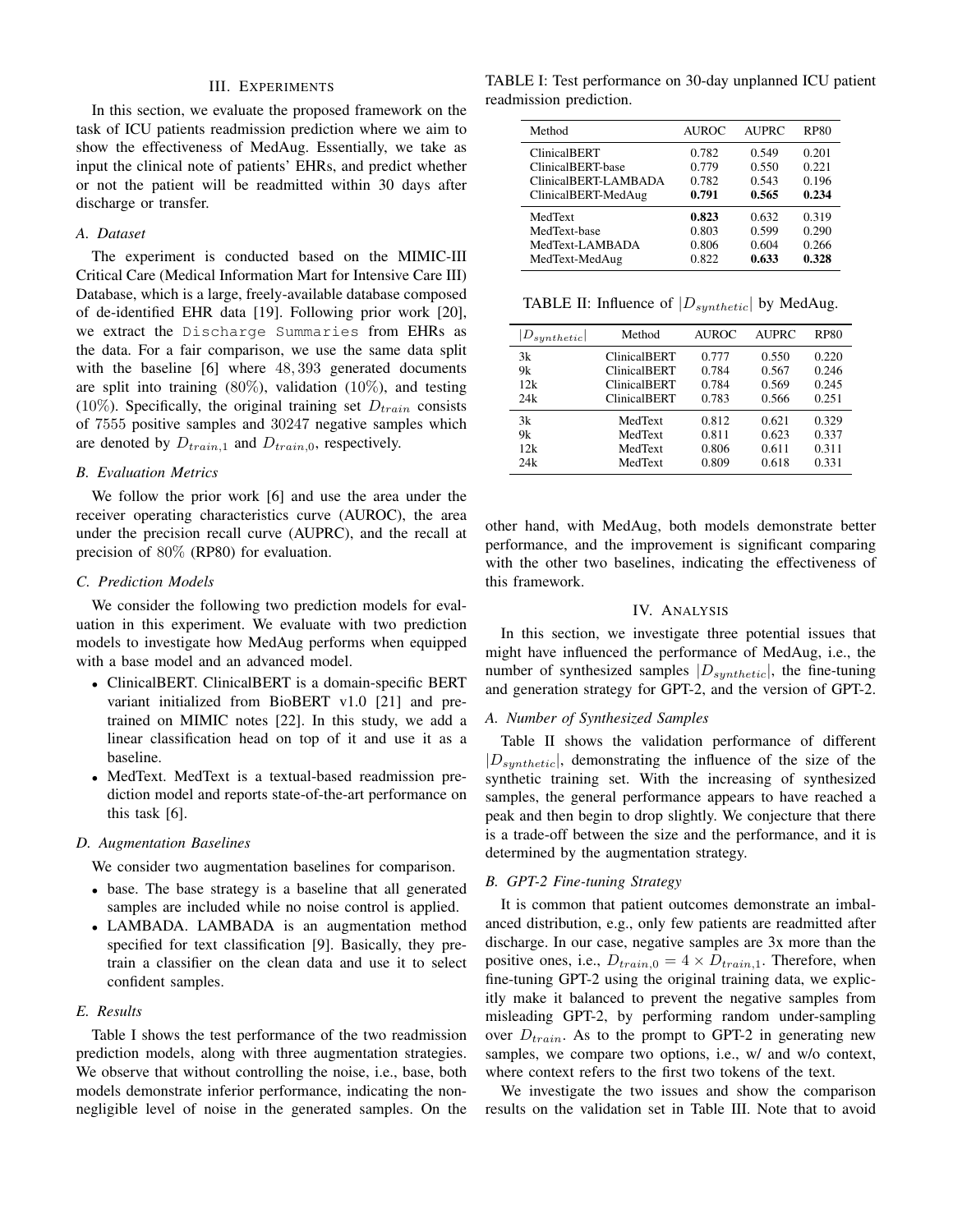## III. Experiments

In this section, we evaluate the proposed framework on the task of ICU patients readmission prediction where we aim to show the effectiveness of MedAug. Essentially, we take as input the clinical note of patients' EHRs, and predict whether or not the patient will be readmitted within 30 days after discharge or transfer.

### A. Dataset

The experiment is conducted based on the MIMIC-III Critical Care (Medical Information Mart for Intensive Care III) Database, which is a large, freely-available database composed of de-identified EHR data [19]. Following prior work [20], we extract the `Discharge Summaries` from EHRs as the data. For a fair comparison, we use the same data split with the baseline [6] where $48,393$ generated documents are split into training ($80\%$), validation ($10\%$), and testing ($10\%$). Specifically, the original training set $D_{train}$ consists of $7555$ positive samples and $30247$ negative samples which are denoted by $D_{train,1}$ and $D_{train,0}$, respectively.

### B. Evaluation Metrics

We follow the prior work [6] and use the area under the receiver operating characteristics curve (AUROC), the area under the precision recall curve (AUPRC), and the recall at precision of $80\%$ (RP80) for evaluation.

### C. Prediction Models

We consider the following two prediction models for evaluation in this experiment. We evaluate with two prediction models to investigate how MedAug performs when equipped with a base model and an advanced model.

- ClinicalBERT. ClinicalBERT is a domain-specific BERT variant initialized from BioBERT v1.0 [21] and pre-trained on MIMIC notes [22]. In this study, we add a linear classification head on top of it and use it as a baseline.
- MedText. MedText is a textual-based readmission prediction model and reports state-of-the-art performance on this task [6].

### D. Augmentation Baselines

We consider two augmentation baselines for comparison.

- base. The base strategy is a baseline that all generated samples are included while no noise control is applied.
- LAMBADA. LAMBADA is an augmentation method specified for text classification [9]. Basically, they pre-train a classifier on the clean data and use it to select confident samples.

### E. Results

Table I shows the test performance of the two readmission prediction models, along with three augmentation strategies. We observe that without controlling the noise, i.e., base, both models demonstrate inferior performance, indicating the non-negligible level of noise in the generated samples. On the other hand, with MedAug, both models demonstrate better performance, and the improvement is significant comparing with the other two baselines, indicating the effectiveness of this framework.

TABLE I: Test performance on 30-day unplanned ICU patient readmission prediction.

| Method | AUROC | AUPRC | RP80 |
|---|---|---|---|
| ClinicalBERT | 0.782 | 0.549 | 0.201 |
| ClinicalBERT-base | 0.779 | 0.550 | 0.221 |
| ClinicalBERT-LAMBADA | 0.782 | 0.543 | 0.196 |
| ClinicalBERT-MedAug | **0.791** | **0.565** | **0.234** |
| MedText | **0.823** | 0.632 | 0.319 |
| MedText-base | 0.803 | 0.599 | 0.290 |
| MedText-LAMBADA | 0.806 | 0.604 | 0.266 |
| MedText-MedAug | 0.822 | **0.633** | **0.328** |

TABLE II: Influence of $|D_{synthetic}|$ by MedAug.

| $\lvert D_{synthetic}\rvert$ | Method | AUROC | AUPRC | RP80 |
|---|---|---|---|---|
| 3k | ClinicalBERT | 0.777 | 0.550 | 0.220 |
| 9k | ClinicalBERT | 0.784 | 0.567 | 0.246 |
| 12k | ClinicalBERT | 0.784 | 0.569 | 0.245 |
| 24k | ClinicalBERT | 0.783 | 0.566 | 0.251 |
| 3k | MedText | 0.812 | 0.621 | 0.329 |
| 9k | MedText | 0.811 | 0.623 | 0.337 |
| 12k | MedText | 0.806 | 0.611 | 0.311 |
| 24k | MedText | 0.809 | 0.618 | 0.331 |

## IV. Analysis

In this section, we investigate three potential issues that might have influenced the performance of MedAug, i.e., the number of synthesized samples $|D_{synthetic}|$, the fine-tuning and generation strategy for GPT-2, and the version of GPT-2.

### A. Number of Synthesized Samples

Table II shows the validation performance of different $|D_{synthetic}|$, demonstrating the influence of the size of the synthetic training set. With the increasing of synthesized samples, the general performance appears to have reached a peak and then begin to drop slightly. We conjecture that there is a trade-off between the size and the performance, and it is determined by the augmentation strategy.

### B. GPT-2 Fine-tuning Strategy

It is common that patient outcomes demonstrate an imbalanced distribution, e.g., only few patients are readmitted after discharge. In our case, negative samples are 3x more than the positive ones, i.e., $D_{train,0} = 4 \times D_{train,1}$. Therefore, when fine-tuning GPT-2 using the original training data, we explicitly make it balanced to prevent the negative samples from misleading GPT-2, by performing random under-sampling over $D_{train}$. As to the prompt to GPT-2 in generating new samples, we compare two options, i.e., w/ and w/o context, where context refers to the first two tokens of the text.

We investigate the two issues and show the comparison results on the validation set in Table III. Note that to avoid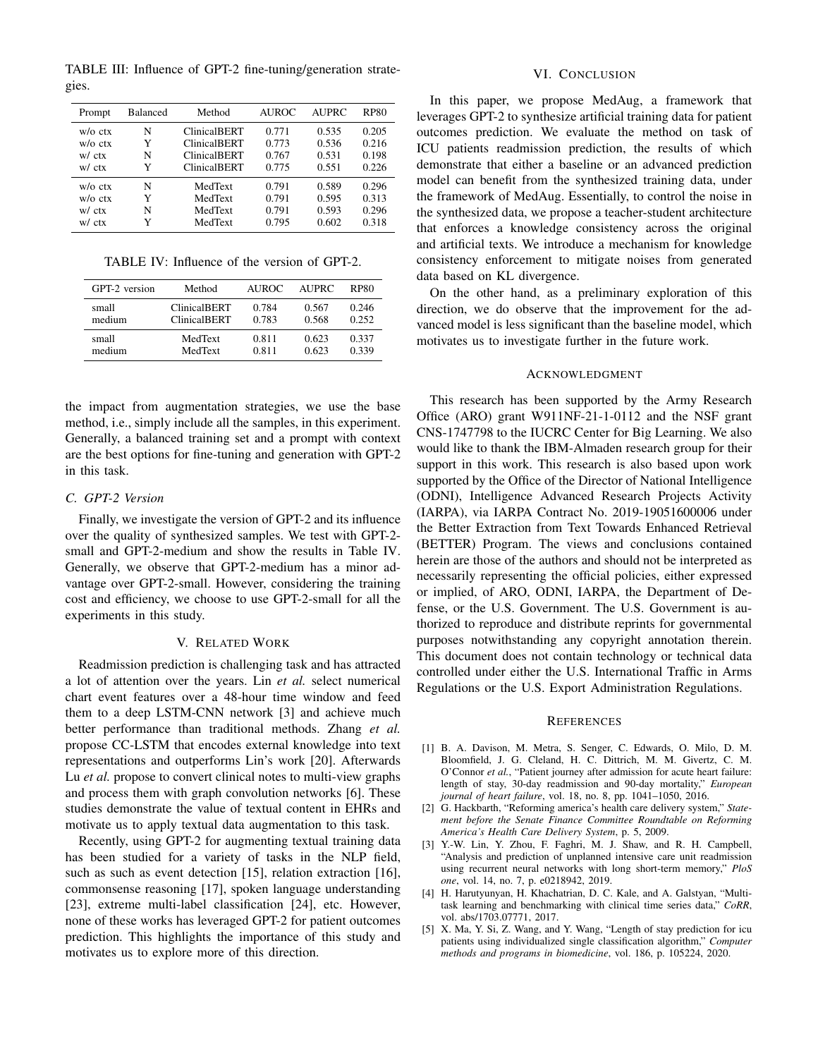TABLE III: Influence of GPT-2 fine-tuning/generation strategies.

| Prompt | Balanced | Method | AUROC | AUPRC | RP80 |
|---|---|---|---|---|---|
| w/o ctx | N | ClinicalBERT | 0.771 | 0.535 | 0.205 |
| w/o ctx | Y | ClinicalBERT | 0.773 | 0.536 | 0.216 |
| w/ ctx | N | ClinicalBERT | 0.767 | 0.531 | 0.198 |
| w/ ctx | Y | ClinicalBERT | 0.775 | 0.551 | 0.226 |
| w/o ctx | N | MedText | 0.791 | 0.589 | 0.296 |
| w/o ctx | Y | MedText | 0.791 | 0.595 | 0.313 |
| w/ ctx | N | MedText | 0.791 | 0.593 | 0.296 |
| w/ ctx | Y | MedText | 0.795 | 0.602 | 0.318 |

TABLE IV: Influence of the version of GPT-2.

| GPT-2 version | Method | AUROC | AUPRC | RP80 |
|---|---|---|---|---|
| small | ClinicalBERT | 0.784 | 0.567 | 0.246 |
| medium | ClinicalBERT | 0.783 | 0.568 | 0.252 |
| small | MedText | 0.811 | 0.623 | 0.337 |
| medium | MedText | 0.811 | 0.623 | 0.339 |

the impact from augmentation strategies, we use the base method, i.e., simply include all the samples, in this experiment. Generally, a balanced training set and a prompt with context are the best options for fine-tuning and generation with GPT-2 in this task.

### C. GPT-2 Version

Finally, we investigate the version of GPT-2 and its influence over the quality of synthesized samples. We test with GPT-2-small and GPT-2-medium and show the results in Table IV. Generally, we observe that GPT-2-medium has a minor advantage over GPT-2-small. However, considering the training cost and efficiency, we choose to use GPT-2-small for all the experiments in this study.

## V. Related Work

Readmission prediction is challenging task and has attracted a lot of attention over the years. Lin *et al.* select numerical chart event features over a 48-hour time window and feed them to a deep LSTM-CNN network [3] and achieve much better performance than traditional methods. Zhang *et al.* propose CC-LSTM that encodes external knowledge into text representations and outperforms Lin's work [20]. Afterwards Lu *et al.* propose to convert clinical notes to multi-view graphs and process them with graph convolution networks [6]. These studies demonstrate the value of textual content in EHRs and motivate us to apply textual data augmentation to this task.

Recently, using GPT-2 for augmenting textual training data has been studied for a variety of tasks in the NLP field, such as such as event detection [15], relation extraction [16], commonsense reasoning [17], spoken language understanding [23], extreme multi-label classification [24], etc. However, none of these works has leveraged GPT-2 for patient outcomes prediction. This highlights the importance of this study and motivates us to explore more of this direction.

## VI. Conclusion

In this paper, we propose MedAug, a framework that leverages GPT-2 to synthesize artificial training data for patient outcomes prediction. We evaluate the method on task of ICU patients readmission prediction, the results of which demonstrate that either a baseline or an advanced prediction model can benefit from the synthesized training data, under the framework of MedAug. Essentially, to control the noise in the synthesized data, we propose a teacher-student architecture that enforces a knowledge consistency across the original and artificial texts. We introduce a mechanism for knowledge consistency enforcement to mitigate noises from generated data based on KL divergence.

On the other hand, as a preliminary exploration of this direction, we do observe that the improvement for the advanced model is less significant than the baseline model, which motivates us to investigate further in the future work.

## Acknowledgment

This research has been supported by the Army Research Office (ARO) grant W911NF-21-1-0112 and the NSF grant CNS-1747798 to the IUCRC Center for Big Learning. We also would like to thank the IBM-Almaden research group for their support in this work. This research is also based upon work supported by the Office of the Director of National Intelligence (ODNI), Intelligence Advanced Research Projects Activity (IARPA), via IARPA Contract No. 2019-19051600006 under the Better Extraction from Text Towards Enhanced Retrieval (BETTER) Program. The views and conclusions contained herein are those of the authors and should not be interpreted as necessarily representing the official policies, either expressed or implied, of ARO, ODNI, IARPA, the Department of Defense, or the U.S. Government. The U.S. Government is authorized to reproduce and distribute reprints for governmental purposes notwithstanding any copyright annotation therein. This document does not contain technology or technical data controlled under either the U.S. International Traffic in Arms Regulations or the U.S. Export Administration Regulations.

## References

[1] B. A. Davison, M. Metra, S. Senger, C. Edwards, O. Milo, D. M. Bloomfield, J. G. Cleland, H. C. Dittrich, M. M. Givertz, C. M. O'Connor *et al.*, "Patient journey after admission for acute heart failure: length of stay, 30-day readmission and 90-day mortality," *European journal of heart failure*, vol. 18, no. 8, pp. 1041–1050, 2016.

[2] G. Hackbarth, "Reforming america's health care delivery system," *Statement before the Senate Finance Committee Roundtable on Reforming America's Health Care Delivery System*, p. 5, 2009.

[3] Y.-W. Lin, Y. Zhou, F. Faghri, M. J. Shaw, and R. H. Campbell, "Analysis and prediction of unplanned intensive care unit readmission using recurrent neural networks with long short-term memory," *PloS one*, vol. 14, no. 7, p. e0218942, 2019.

[4] H. Harutyunyan, H. Khachatrian, D. C. Kale, and A. Galstyan, "Multitask learning and benchmarking with clinical time series data," *CoRR*, vol. abs/1703.07771, 2017.

[5] X. Ma, Y. Si, Z. Wang, and Y. Wang, "Length of stay prediction for icu patients using individualized single classification algorithm," *Computer methods and programs in biomedicine*, vol. 186, p. 105224, 2020.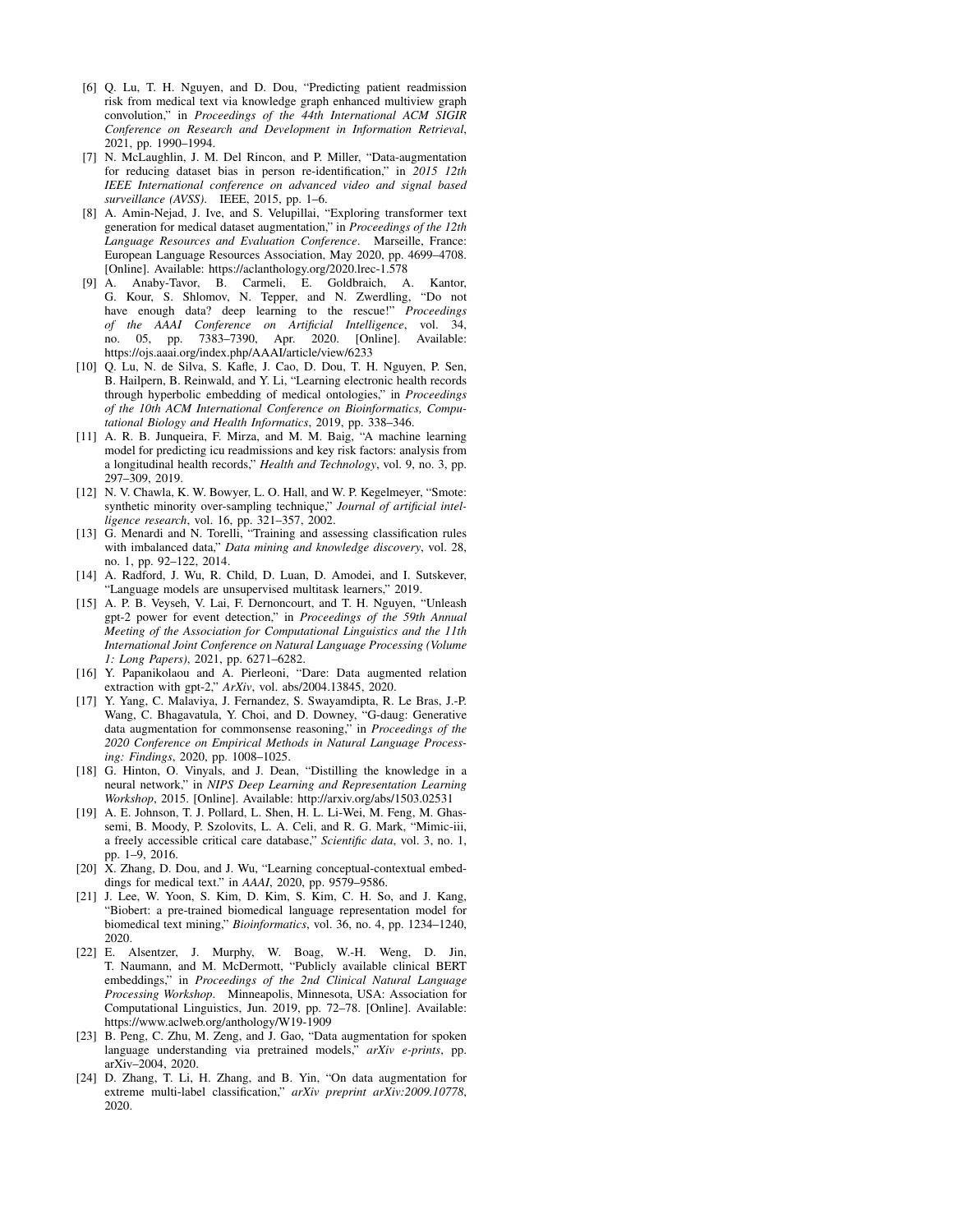[6] Q. Lu, T. H. Nguyen, and D. Dou, "Predicting patient readmission risk from medical text via knowledge graph enhanced multiview graph convolution," in *Proceedings of the 44th International ACM SIGIR Conference on Research and Development in Information Retrieval*, 2021, pp. 1990–1994.

[7] N. McLaughlin, J. M. Del Rincon, and P. Miller, "Data-augmentation for reducing dataset bias in person re-identification," in *2015 12th IEEE International conference on advanced video and signal based surveillance (AVSS)*. IEEE, 2015, pp. 1–6.

[8] A. Amin-Nejad, J. Ive, and S. Velupillai, "Exploring transformer text generation for medical dataset augmentation," in *Proceedings of the 12th Language Resources and Evaluation Conference*. Marseille, France: European Language Resources Association, May 2020, pp. 4699–4708. [Online]. Available: https://aclanthology.org/2020.lrec-1.578

[9] A. Anaby-Tavor, B. Carmeli, E. Goldbraich, A. Kantor, G. Kour, S. Shlomov, N. Tepper, and N. Zwerdling, "Do not have enough data? deep learning to the rescue!" *Proceedings of the AAAI Conference on Artificial Intelligence*, vol. 34, no. 05, pp. 7383–7390, Apr. 2020. [Online]. Available: https://ojs.aaai.org/index.php/AAAI/article/view/6233

[10] Q. Lu, N. de Silva, S. Kafle, J. Cao, D. Dou, T. H. Nguyen, P. Sen, B. Hailpern, B. Reinwald, and Y. Li, "Learning electronic health records through hyperbolic embedding of medical ontologies," in *Proceedings of the 10th ACM International Conference on Bioinformatics, Computational Biology and Health Informatics*, 2019, pp. 338–346.

[11] A. R. B. Junqueira, F. Mirza, and M. M. Baig, "A machine learning model for predicting icu readmissions and key risk factors: analysis from a longitudinal health records," *Health and Technology*, vol. 9, no. 3, pp. 297–309, 2019.

[12] N. V. Chawla, K. W. Bowyer, L. O. Hall, and W. P. Kegelmeyer, "Smote: synthetic minority over-sampling technique," *Journal of artificial intelligence research*, vol. 16, pp. 321–357, 2002.

[13] G. Menardi and N. Torelli, "Training and assessing classification rules with imbalanced data," *Data mining and knowledge discovery*, vol. 28, no. 1, pp. 92–122, 2014.

[14] A. Radford, J. Wu, R. Child, D. Luan, D. Amodei, and I. Sutskever, "Language models are unsupervised multitask learners," 2019.

[15] A. P. B. Veyseh, V. Lai, F. Dernoncourt, and T. H. Nguyen, "Unleash gpt-2 power for event detection," in *Proceedings of the 59th Annual Meeting of the Association for Computational Linguistics and the 11th International Joint Conference on Natural Language Processing (Volume 1: Long Papers)*, 2021, pp. 6271–6282.

[16] Y. Papanikolaou and A. Pierleoni, "Dare: Data augmented relation extraction with gpt-2," *ArXiv*, vol. abs/2004.13845, 2020.

[17] Y. Yang, C. Malaviya, J. Fernandez, S. Swayamdipta, R. Le Bras, J.-P. Wang, C. Bhagavatula, Y. Choi, and D. Downey, "G-daug: Generative data augmentation for commonsense reasoning," in *Proceedings of the 2020 Conference on Empirical Methods in Natural Language Processing: Findings*, 2020, pp. 1008–1025.

[18] G. Hinton, O. Vinyals, and J. Dean, "Distilling the knowledge in a neural network," in *NIPS Deep Learning and Representation Learning Workshop*, 2015. [Online]. Available: http://arxiv.org/abs/1503.02531

[19] A. E. Johnson, T. J. Pollard, L. Shen, H. L. Li-Wei, M. Feng, M. Ghassemi, B. Moody, P. Szolovits, L. A. Celi, and R. G. Mark, "Mimic-iii, a freely accessible critical care database," *Scientific data*, vol. 3, no. 1, pp. 1–9, 2016.

[20] X. Zhang, D. Dou, and J. Wu, "Learning conceptual-contextual embeddings for medical text." in *AAAI*, 2020, pp. 9579–9586.

[21] J. Lee, W. Yoon, S. Kim, D. Kim, S. Kim, C. H. So, and J. Kang, "Biobert: a pre-trained biomedical language representation model for biomedical text mining," *Bioinformatics*, vol. 36, no. 4, pp. 1234–1240, 2020.

[22] E. Alsentzer, J. Murphy, W. Boag, W.-H. Weng, D. Jin, T. Naumann, and M. McDermott, "Publicly available clinical BERT embeddings," in *Proceedings of the 2nd Clinical Natural Language Processing Workshop*. Minneapolis, Minnesota, USA: Association for Computational Linguistics, Jun. 2019, pp. 72–78. [Online]. Available: https://www.aclweb.org/anthology/W19-1909

[23] B. Peng, C. Zhu, M. Zeng, and J. Gao, "Data augmentation for spoken language understanding via pretrained models," *arXiv e-prints*, pp. arXiv–2004, 2020.

[24] D. Zhang, T. Li, H. Zhang, and B. Yin, "On data augmentation for extreme multi-label classification," *arXiv preprint arXiv:2009.10778*, 2020.